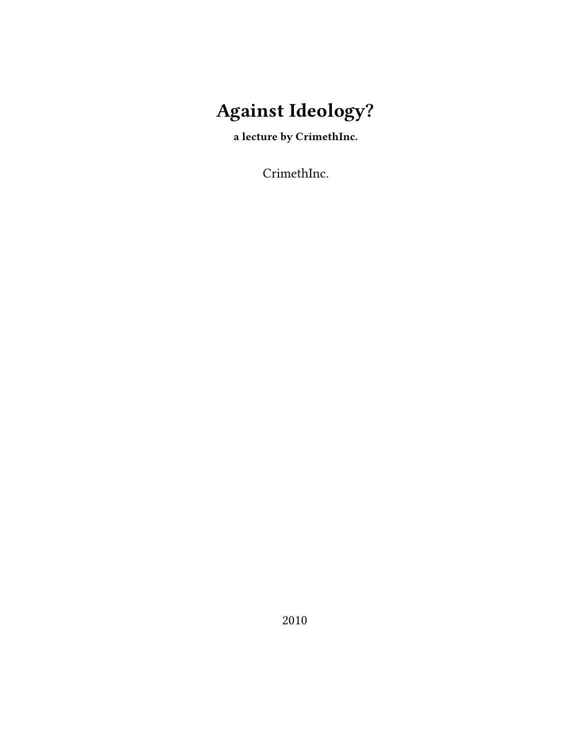# Against Ideology?

**a lecture by CrimethInc.**

CrimethInc.

2010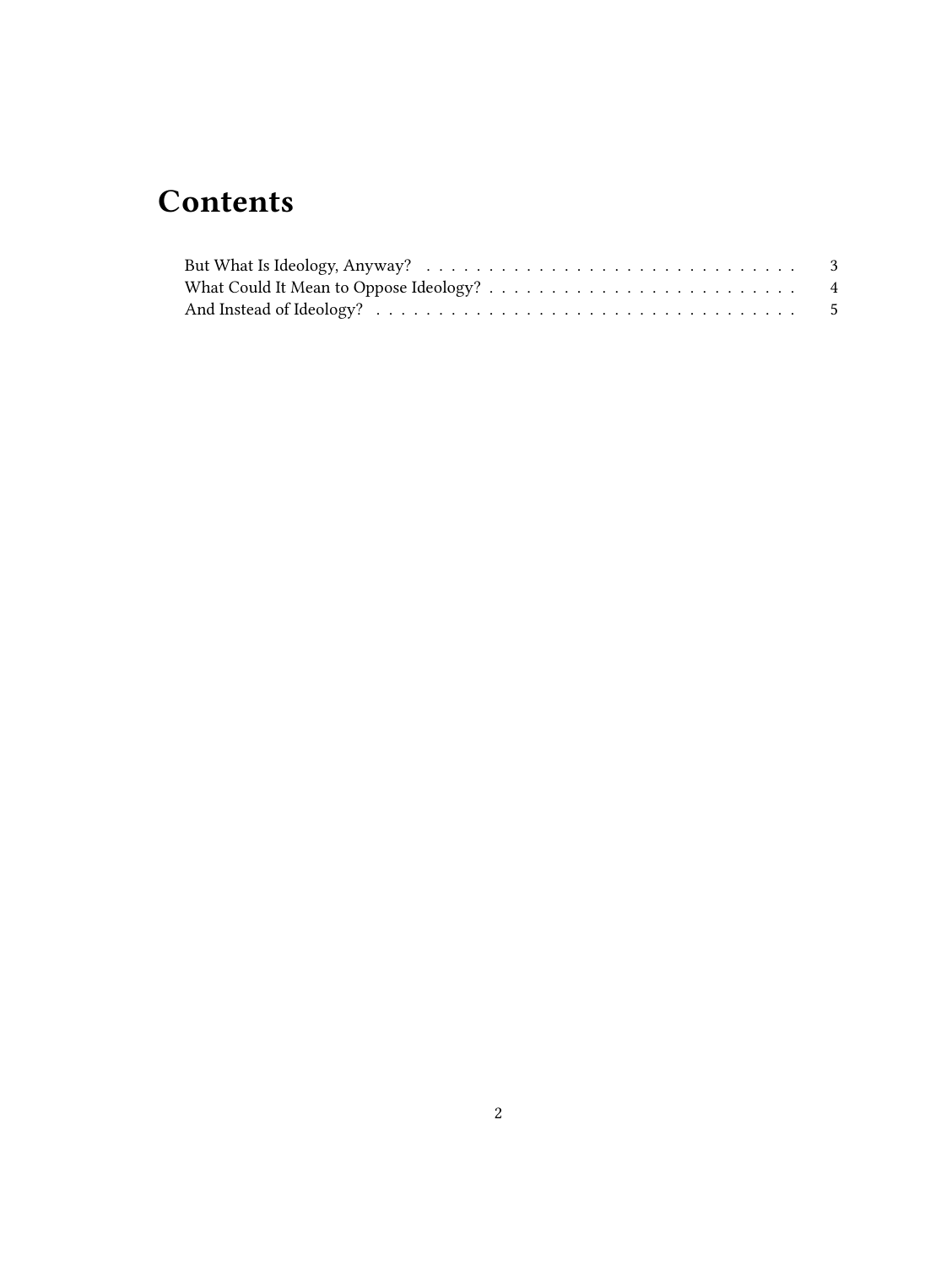# Contents

- But What Is Ideology, Anyway? . . . . . . . . . . . . . . . . . . . . . . . . . . . . . . 3
- What Could It Mean to Oppose Ideology? . . . . . . . . . . . . . . . . . . . . . . . . . 4
- And Instead of Ideology? . . . . . . . . . . . . . . . . . . . . . . . . . . . . . . . . . . 5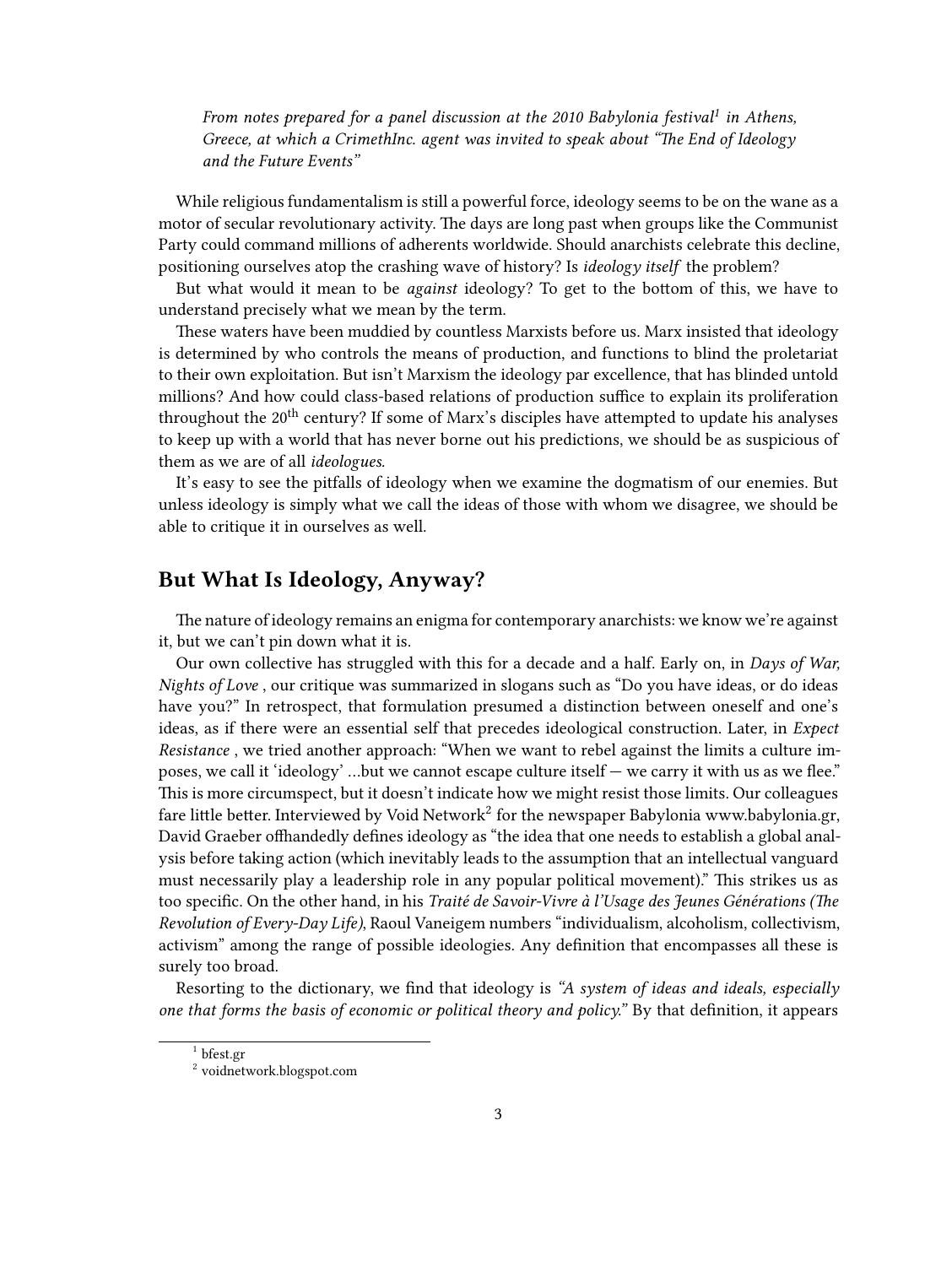*From notes prepared for a panel discussion at the 2010 Babylonia festival[1] in Athens, Greece, at which a CrimethInc. agent was invited to speak about "The End of Ideology and the Future Events"*

While religious fundamentalism is still a powerful force, ideology seems to be on the wane as a motor of secular revolutionary activity. The days are long past when groups like the Communist Party could command millions of adherents worldwide. Should anarchists celebrate this decline, positioning ourselves atop the crashing wave of history? Is *ideology itself* the problem?

But what would it mean to be *against* ideology? To get to the bottom of this, we have to understand precisely what we mean by the term.

These waters have been muddied by countless Marxists before us. Marx insisted that ideology is determined by who controls the means of production, and functions to blind the proletariat to their own exploitation. But isn't Marxism the ideology par excellence, that has blinded untold millions? And how could class-based relations of production suffice to explain its proliferation throughout the 20th century? If some of Marx's disciples have attempted to update his analyses to keep up with a world that has never borne out his predictions, we should be as suspicious of them as we are of all *ideologues.*

It's easy to see the pitfalls of ideology when we examine the dogmatism of our enemies. But unless ideology is simply what we call the ideas of those with whom we disagree, we should be able to critique it in ourselves as well.

## But What Is Ideology, Anyway?

The nature of ideology remains an enigma for contemporary anarchists: we know we're against it, but we can't pin down what it is.

Our own collective has struggled with this for a decade and a half. Early on, in *Days of War, Nights of Love* , our critique was summarized in slogans such as "Do you have ideas, or do ideas have you?" In retrospect, that formulation presumed a distinction between oneself and one's ideas, as if there were an essential self that precedes ideological construction. Later, in *Expect Resistance* , we tried another approach: "When we want to rebel against the limits a culture imposes, we call it 'ideology' …but we cannot escape culture itself — we carry it with us as we flee." This is more circumspect, but it doesn't indicate how we might resist those limits. Our colleagues fare little better. Interviewed by Void Network[2] for the newspaper Babylonia www.babylonia.gr, David Graeber offhandedly defines ideology as "the idea that one needs to establish a global analysis before taking action (which inevitably leads to the assumption that an intellectual vanguard must necessarily play a leadership role in any popular political movement)." This strikes us as too specific. On the other hand, in his *Traité de Savoir-Vivre à l'Usage des Jeunes Générations (The Revolution of Every-Day Life),* Raoul Vaneigem numbers "individualism, alcoholism, collectivism, activism" among the range of possible ideologies. Any definition that encompasses all these is surely too broad.

Resorting to the dictionary, we find that ideology is *"A system of ideas and ideals, especially one that forms the basis of economic or political theory and policy."* By that definition, it appears

[1] bfest.gr

[2] voidnetwork.blogspot.com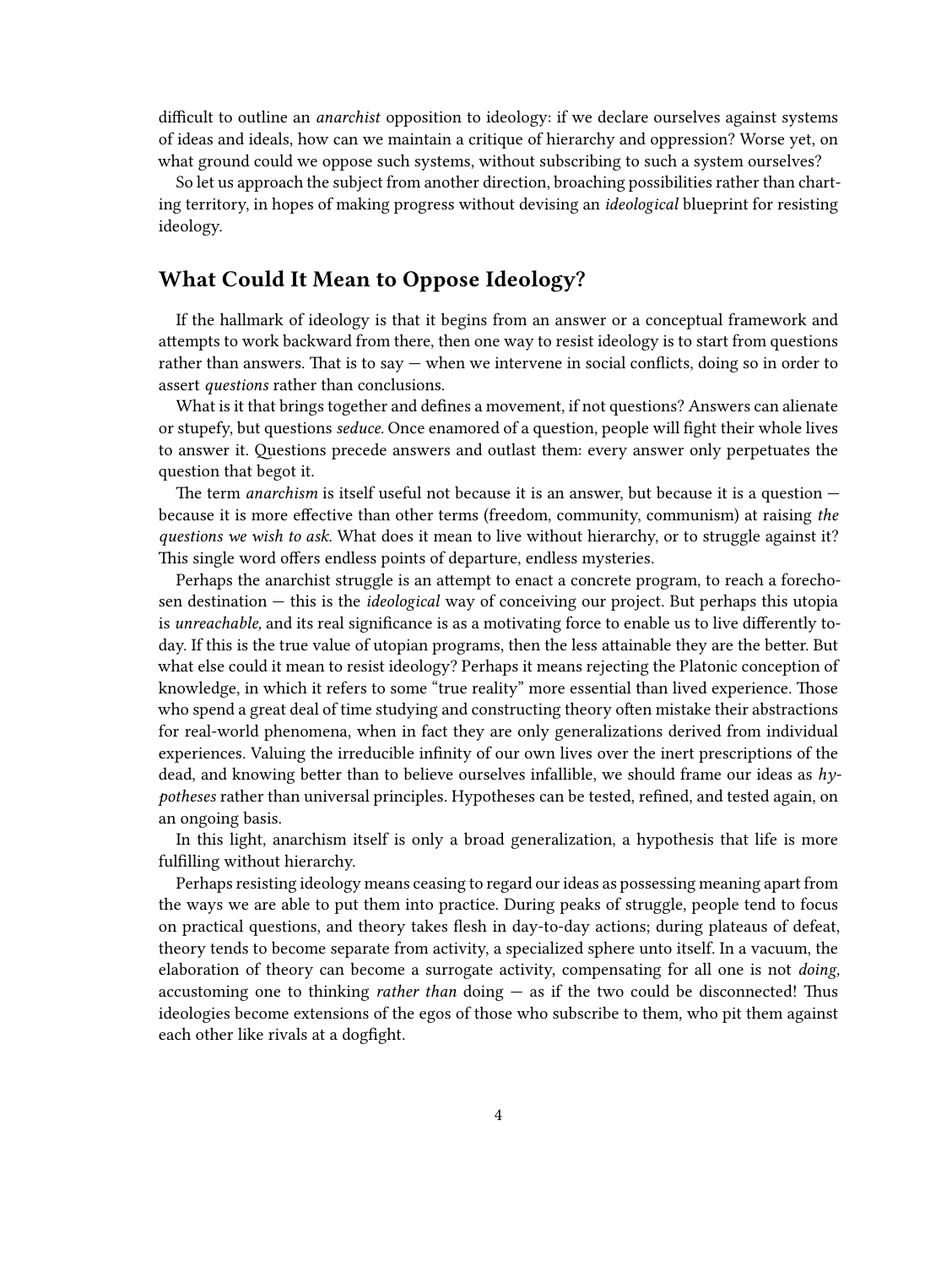difficult to outline an *anarchist* opposition to ideology: if we declare ourselves against systems of ideas and ideals, how can we maintain a critique of hierarchy and oppression? Worse yet, on what ground could we oppose such systems, without subscribing to such a system ourselves?

So let us approach the subject from another direction, broaching possibilities rather than charting territory, in hopes of making progress without devising an *ideological* blueprint for resisting ideology.

## What Could It Mean to Oppose Ideology?

If the hallmark of ideology is that it begins from an answer or a conceptual framework and attempts to work backward from there, then one way to resist ideology is to start from questions rather than answers. That is to say — when we intervene in social conflicts, doing so in order to assert *questions* rather than conclusions.

What is it that brings together and defines a movement, if not questions? Answers can alienate or stupefy, but questions *seduce*. Once enamored of a question, people will fight their whole lives to answer it. Questions precede answers and outlast them: every answer only perpetuates the question that begot it.

The term *anarchism* is itself useful not because it is an answer, but because it is a question — because it is more effective than other terms (freedom, community, communism) at raising *the questions we wish to ask.* What does it mean to live without hierarchy, or to struggle against it? This single word offers endless points of departure, endless mysteries.

Perhaps the anarchist struggle is an attempt to enact a concrete program, to reach a forechosen destination — this is the *ideological* way of conceiving our project. But perhaps this utopia is *unreachable,* and its real significance is as a motivating force to enable us to live differently today. If this is the true value of utopian programs, then the less attainable they are the better. But what else could it mean to resist ideology? Perhaps it means rejecting the Platonic conception of knowledge, in which it refers to some "true reality" more essential than lived experience. Those who spend a great deal of time studying and constructing theory often mistake their abstractions for real-world phenomena, when in fact they are only generalizations derived from individual experiences. Valuing the irreducible infinity of our own lives over the inert prescriptions of the dead, and knowing better than to believe ourselves infallible, we should frame our ideas as *hypotheses* rather than universal principles. Hypotheses can be tested, refined, and tested again, on an ongoing basis.

In this light, anarchism itself is only a broad generalization, a hypothesis that life is more fulfilling without hierarchy.

Perhaps resisting ideology means ceasing to regard our ideas as possessing meaning apart from the ways we are able to put them into practice. During peaks of struggle, people tend to focus on practical questions, and theory takes flesh in day-to-day actions; during plateaus of defeat, theory tends to become separate from activity, a specialized sphere unto itself. In a vacuum, the elaboration of theory can become a surrogate activity, compensating for all one is not *doing,* accustoming one to thinking *rather than* doing — as if the two could be disconnected! Thus ideologies become extensions of the egos of those who subscribe to them, who pit them against each other like rivals at a dogfight.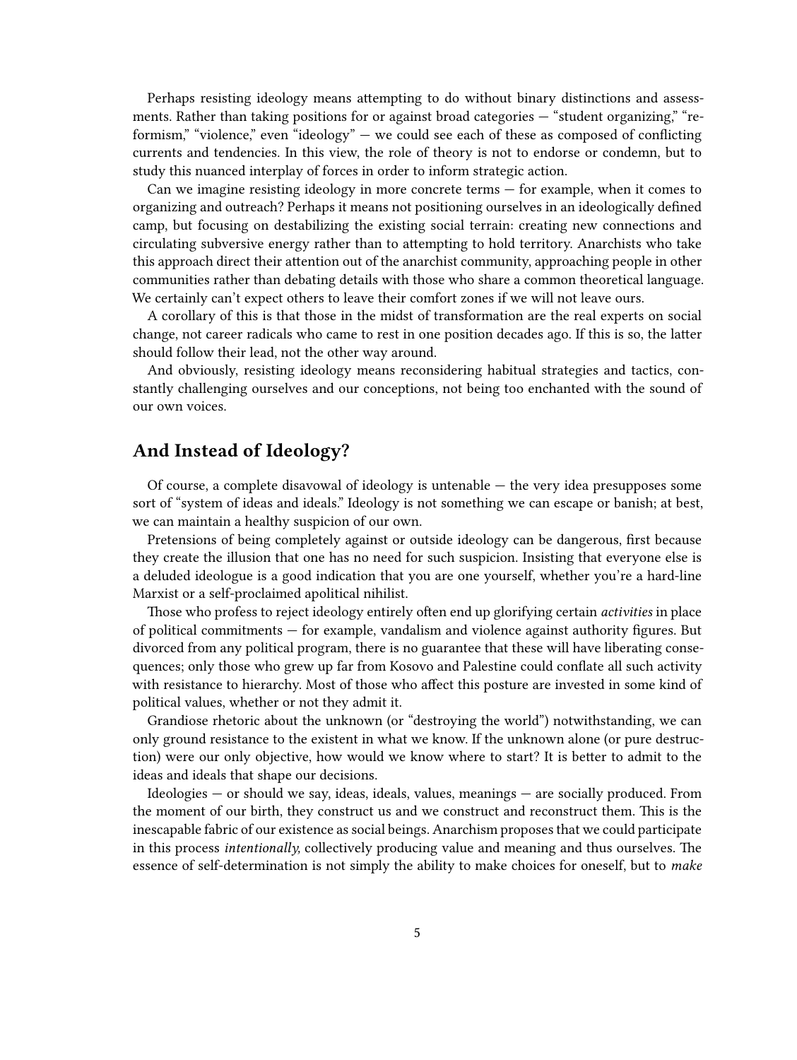Perhaps resisting ideology means attempting to do without binary distinctions and assessments. Rather than taking positions for or against broad categories — "student organizing," "reformism," "violence," even "ideology" — we could see each of these as composed of conflicting currents and tendencies. In this view, the role of theory is not to endorse or condemn, but to study this nuanced interplay of forces in order to inform strategic action.

Can we imagine resisting ideology in more concrete terms — for example, when it comes to organizing and outreach? Perhaps it means not positioning ourselves in an ideologically defined camp, but focusing on destabilizing the existing social terrain: creating new connections and circulating subversive energy rather than attempting to hold territory. Anarchists who take this approach direct their attention out of the anarchist community, approaching people in other communities rather than debating details with those who share a common theoretical language. We certainly can't expect others to leave their comfort zones if we will not leave ours.

A corollary of this is that those in the midst of transformation are the real experts on social change, not career radicals who came to rest in one position decades ago. If this is so, the latter should follow their lead, not the other way around.

And obviously, resisting ideology means reconsidering habitual strategies and tactics, constantly challenging ourselves and our conceptions, not being too enchanted with the sound of our own voices.

## And Instead of Ideology?

Of course, a complete disavowal of ideology is untenable — the very idea presupposes some sort of "system of ideas and ideals." Ideology is not something we can escape or banish; at best, we can maintain a healthy suspicion of our own.

Pretensions of being completely against or outside ideology can be dangerous, first because they create the illusion that one has no need for such suspicion. Insisting that everyone else is a deluded ideologue is a good indication that you are one yourself, whether you're a hard-line Marxist or a self-proclaimed apolitical nihilist.

Those who profess to reject ideology entirely often end up glorifying certain *activities* in place of political commitments — for example, vandalism and violence against authority figures. But divorced from any political program, there is no guarantee that these will have liberating consequences; only those who grew up far from Kosovo and Palestine could conflate all such activity with resistance to hierarchy. Most of those who affect this posture are invested in some kind of political values, whether or not they admit it.

Grandiose rhetoric about the unknown (or "destroying the world") notwithstanding, we can only ground resistance to the existent in what we know. If the unknown alone (or pure destruction) were our only objective, how would we know where to start? It is better to admit to the ideas and ideals that shape our decisions.

Ideologies — or should we say, ideas, ideals, values, meanings — are socially produced. From the moment of our birth, they construct us and we construct and reconstruct them. This is the inescapable fabric of our existence as social beings. Anarchism proposes that we could participate in this process *intentionally,* collectively producing value and meaning and thus ourselves. The essence of self-determination is not simply the ability to make choices for oneself, but to *make*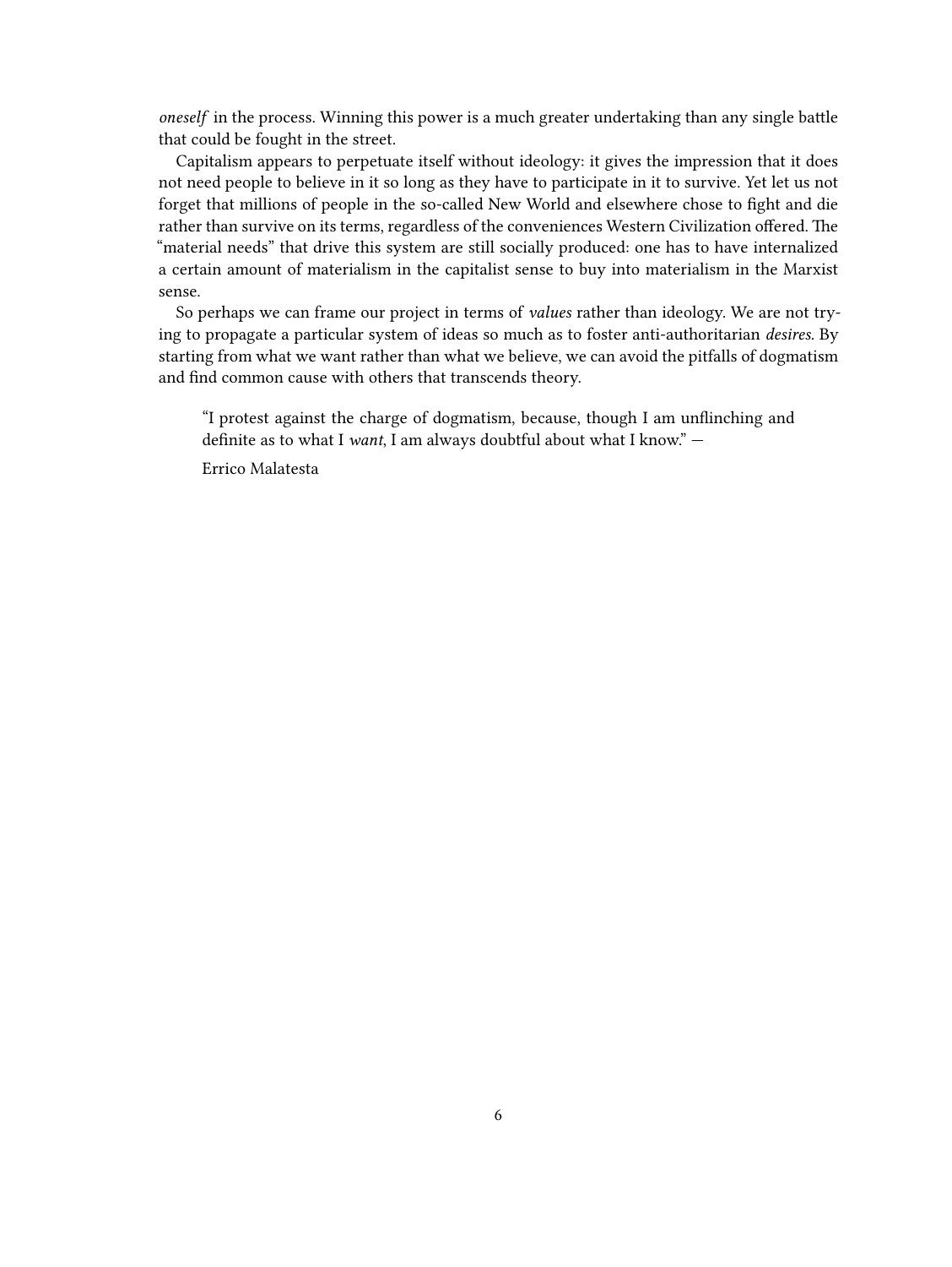*oneself* in the process. Winning this power is a much greater undertaking than any single battle that could be fought in the street.

Capitalism appears to perpetuate itself without ideology: it gives the impression that it does not need people to believe in it so long as they have to participate in it to survive. Yet let us not forget that millions of people in the so-called New World and elsewhere chose to fight and die rather than survive on its terms, regardless of the conveniences Western Civilization offered. The "material needs" that drive this system are still socially produced: one has to have internalized a certain amount of materialism in the capitalist sense to buy into materialism in the Marxist sense.

So perhaps we can frame our project in terms of *values* rather than ideology. We are not trying to propagate a particular system of ideas so much as to foster anti-authoritarian *desires*. By starting from what we want rather than what we believe, we can avoid the pitfalls of dogmatism and find common cause with others that transcends theory.

> "I protest against the charge of dogmatism, because, though I am unflinching and definite as to what I *want*, I am always doubtful about what I know." —
>
> Errico Malatesta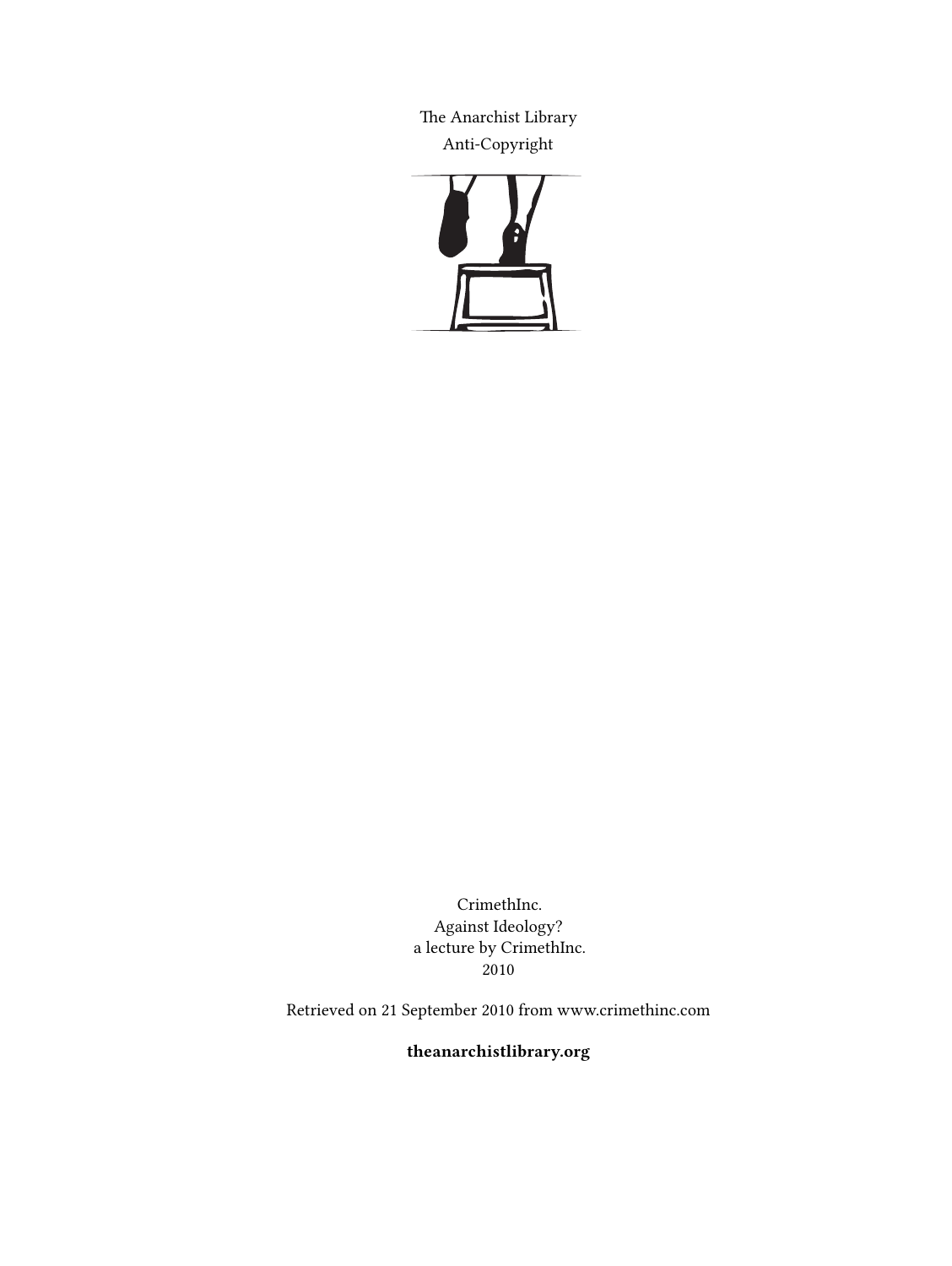The Anarchist Library
Anti-Copyright

CrimethInc.
Against Ideology?
a lecture by CrimethInc.
2010

Retrieved on 21 September 2010 from www.crimethinc.com

**theanarchistlibrary.org**